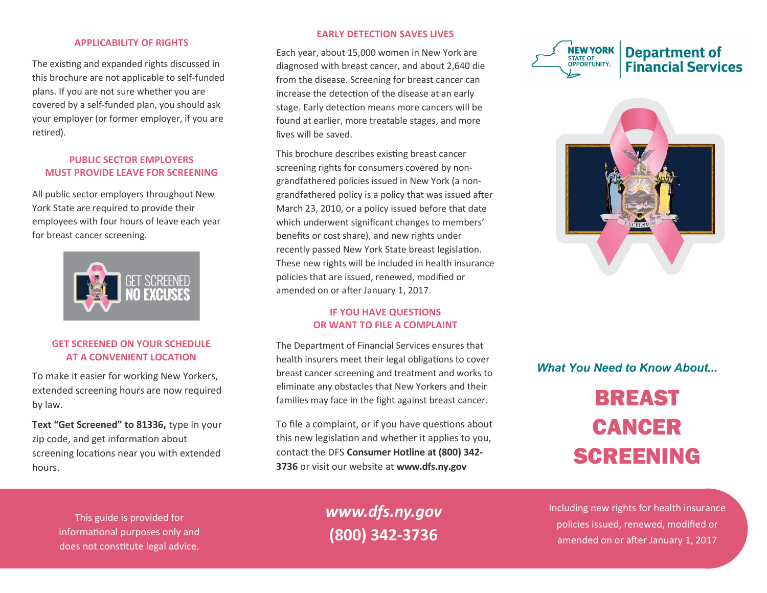## APPLICABILITY OF RIGHTS

The existing and expanded rights discussed in this brochure are not applicable to self-funded plans. If you are not sure whether you are covered by a self-funded plan, you should ask your employer (or former employer, if you are retired).

## PUBLIC SECTOR EMPLOYERS MUST PROVIDE LEAVE FOR SCREENING

All public sector employers throughout New York State are required to provide their employees with four hours of leave each year for breast cancer screening.

GET SCREENED **NO EXCUSES**

## GET SCREENED ON YOUR SCHEDULE AT A CONVENIENT LOCATION

To make it easier for working New Yorkers, extended screening hours are now required by law.

**Text "Get Screened" to 81336,** type in your zip code, and get information about screening locations near you with extended hours.

## EARLY DETECTION SAVES LIVES

Each year, about 15,000 women in New York are diagnosed with breast cancer, and about 2,640 die from the disease. Screening for breast cancer can increase the detection of the disease at an early stage. Early detection means more cancers will be found at earlier, more treatable stages, and more lives will be saved.

This brochure describes existing breast cancer screening rights for consumers covered by non-grandfathered policies issued in New York (a non-grandfathered policy is a policy that was issued after March 23, 2010, or a policy issued before that date which underwent significant changes to members' benefits or cost share), and new rights under recently passed New York State breast legislation. These new rights will be included in health insurance policies that are issued, renewed, modified or amended on or after January 1, 2017.

## IF YOU HAVE QUESTIONS OR WANT TO FILE A COMPLAINT

The Department of Financial Services ensures that health insurers meet their legal obligations to cover breast cancer screening and treatment and works to eliminate any obstacles that New Yorkers and their families may face in the fight against breast cancer.

To file a complaint, or if you have questions about this new legislation and whether it applies to you, contact the DFS **Consumer Hotline at (800) 342-3736** or visit our website at **www.dfs.ny.gov**

NEW YORK STATE OF OPPORTUNITY. | Department of Financial Services

*What You Need to Know About...*

# BREAST CANCER SCREENING

This guide is provided for informational purposes only and does not constitute legal advice.

***www.dfs.ny.gov***

**(800) 342-3736**

Including new rights for health insurance policies issued, renewed, modified or amended on or after January 1, 2017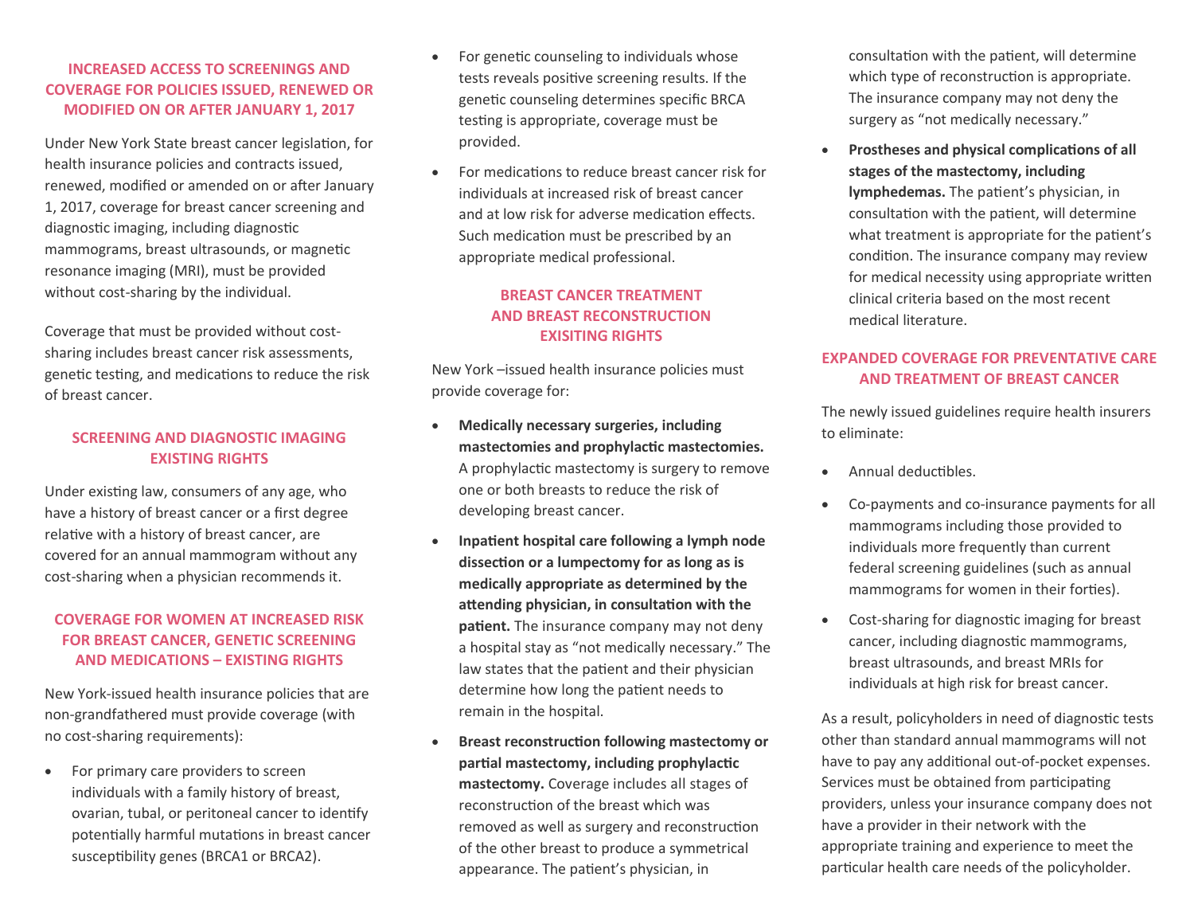## INCREASED ACCESS TO SCREENINGS AND COVERAGE FOR POLICIES ISSUED, RENEWED OR MODIFIED ON OR AFTER JANUARY 1, 2017

Under New York State breast cancer legislation, for health insurance policies and contracts issued, renewed, modified or amended on or after January 1, 2017, coverage for breast cancer screening and diagnostic imaging, including diagnostic mammograms, breast ultrasounds, or magnetic resonance imaging (MRI), must be provided without cost-sharing by the individual.

Coverage that must be provided without cost-sharing includes breast cancer risk assessments, genetic testing, and medications to reduce the risk of breast cancer.

## SCREENING AND DIAGNOSTIC IMAGING EXISTING RIGHTS

Under existing law, consumers of any age, who have a history of breast cancer or a first degree relative with a history of breast cancer, are covered for an annual mammogram without any cost-sharing when a physician recommends it.

## COVERAGE FOR WOMEN AT INCREASED RISK FOR BREAST CANCER, GENETIC SCREENING AND MEDICATIONS – EXISTING RIGHTS

New York-issued health insurance policies that are non-grandfathered must provide coverage (with no cost-sharing requirements):

- For primary care providers to screen individuals with a family history of breast, ovarian, tubal, or peritoneal cancer to identify potentially harmful mutations in breast cancer susceptibility genes (BRCA1 or BRCA2).
- For genetic counseling to individuals whose tests reveals positive screening results. If the genetic counseling determines specific BRCA testing is appropriate, coverage must be provided.
- For medications to reduce breast cancer risk for individuals at increased risk of breast cancer and at low risk for adverse medication effects. Such medication must be prescribed by an appropriate medical professional.

## BREAST CANCER TREATMENT AND BREAST RECONSTRUCTION EXISITING RIGHTS

New York –issued health insurance policies must provide coverage for:

- **Medically necessary surgeries, including mastectomies and prophylactic mastectomies.** A prophylactic mastectomy is surgery to remove one or both breasts to reduce the risk of developing breast cancer.
- **Inpatient hospital care following a lymph node dissection or a lumpectomy for as long as is medically appropriate as determined by the attending physician, in consultation with the patient.** The insurance company may not deny a hospital stay as "not medically necessary." The law states that the patient and their physician determine how long the patient needs to remain in the hospital.
- **Breast reconstruction following mastectomy or partial mastectomy, including prophylactic mastectomy.** Coverage includes all stages of reconstruction of the breast which was removed as well as surgery and reconstruction of the other breast to produce a symmetrical appearance. The patient's physician, in consultation with the patient, will determine which type of reconstruction is appropriate. The insurance company may not deny the surgery as "not medically necessary."
- **Prostheses and physical complications of all stages of the mastectomy, including lymphedemas.** The patient's physician, in consultation with the patient, will determine what treatment is appropriate for the patient's condition. The insurance company may review for medical necessity using appropriate written clinical criteria based on the most recent medical literature.

## EXPANDED COVERAGE FOR PREVENTATIVE CARE AND TREATMENT OF BREAST CANCER

The newly issued guidelines require health insurers to eliminate:

- Annual deductibles.
- Co-payments and co-insurance payments for all mammograms including those provided to individuals more frequently than current federal screening guidelines (such as annual mammograms for women in their forties).
- Cost-sharing for diagnostic imaging for breast cancer, including diagnostic mammograms, breast ultrasounds, and breast MRIs for individuals at high risk for breast cancer.

As a result, policyholders in need of diagnostic tests other than standard annual mammograms will not have to pay any additional out-of-pocket expenses. Services must be obtained from participating providers, unless your insurance company does not have a provider in their network with the appropriate training and experience to meet the particular health care needs of the policyholder.